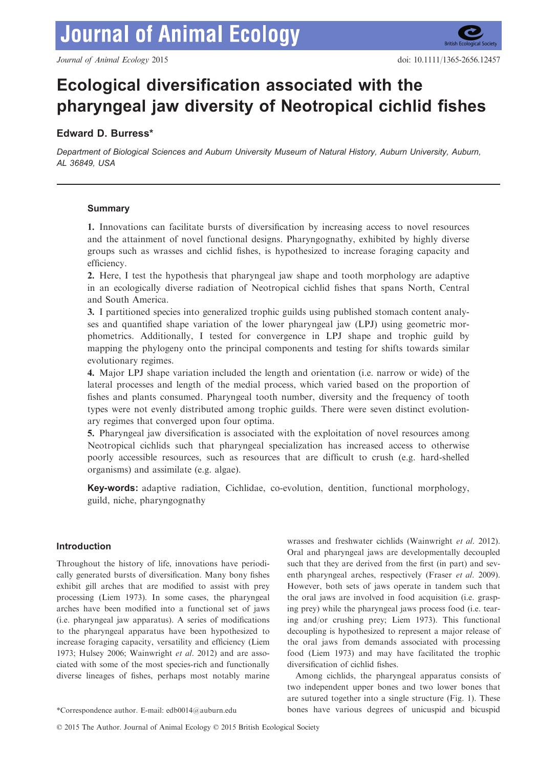# Ecological diversification associated with the pharyngeal jaw diversity of Neotropical cichlid fishes

**Edward D. Burress***

*Department of Biological Sciences and Auburn University Museum of Natural History, Auburn University, Auburn, AL 36849, USA*

## Summary

**1.** Innovations can facilitate bursts of diversification by increasing access to novel resources and the attainment of novel functional designs. Pharyngognathy, exhibited by highly diverse groups such as wrasses and cichlid fishes, is hypothesized to increase foraging capacity and efficiency.

**2.** Here, I test the hypothesis that pharyngeal jaw shape and tooth morphology are adaptive in an ecologically diverse radiation of Neotropical cichlid fishes that spans North, Central and South America.

**3.** I partitioned species into generalized trophic guilds using published stomach content analyses and quantified shape variation of the lower pharyngeal jaw (LPJ) using geometric morphometrics. Additionally, I tested for convergence in LPJ shape and trophic guild by mapping the phylogeny onto the principal components and testing for shifts towards similar evolutionary regimes.

**4.** Major LPJ shape variation included the length and orientation (i.e. narrow or wide) of the lateral processes and length of the medial process, which varied based on the proportion of fishes and plants consumed. Pharyngeal tooth number, diversity and the frequency of tooth types were not evenly distributed among trophic guilds. There were seven distinct evolutionary regimes that converged upon four optima.

**5.** Pharyngeal jaw diversification is associated with the exploitation of novel resources among Neotropical cichlids such that pharyngeal specialization has increased access to otherwise poorly accessible resources, such as resources that are difficult to crush (e.g. hard-shelled organisms) and assimilate (e.g. algae).

**Key-words:** adaptive radiation, Cichlidae, co-evolution, dentition, functional morphology, guild, niche, pharyngognathy

## Introduction

Throughout the history of life, innovations have periodically generated bursts of diversification. Many bony fishes exhibit gill arches that are modified to assist with prey processing (Liem 1973). In some cases, the pharyngeal arches have been modified into a functional set of jaws (i.e. pharyngeal jaw apparatus). A series of modifications to the pharyngeal apparatus have been hypothesized to increase foraging capacity, versatility and efficiency (Liem 1973; Hulsey 2006; Wainwright *et al*. 2012) and are associated with some of the most species-rich and functionally diverse lineages of fishes, perhaps most notably marine wrasses and freshwater cichlids (Wainwright *et al*. 2012). Oral and pharyngeal jaws are developmentally decoupled such that they are derived from the first (in part) and seventh pharyngeal arches, respectively (Fraser *et al*. 2009). However, both sets of jaws operate in tandem such that the oral jaws are involved in food acquisition (i.e. grasping prey) while the pharyngeal jaws process food (i.e. tearing and/or crushing prey; Liem 1973). This functional decoupling is hypothesized to represent a major release of the oral jaws from demands associated with processing food (Liem 1973) and may have facilitated the trophic diversification of cichlid fishes.

Among cichlids, the pharyngeal apparatus consists of two independent upper bones and two lower bones that are sutured together into a single structure (Fig. 1). These bones have various degrees of unicuspid and bicuspid

*Correspondence author. E-mail: edb0014@auburn.edu

© 2015 The Author. Journal of Animal Ecology © 2015 British Ecological Society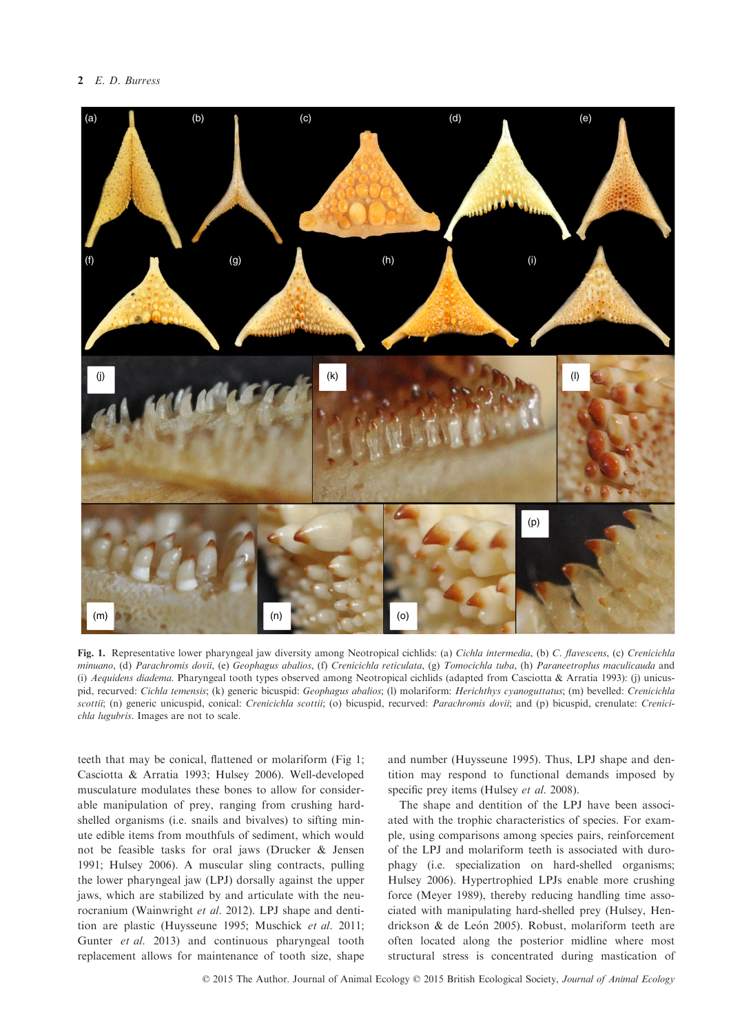**Fig. 1.** Representative lower pharyngeal jaw diversity among Neotropical cichlids: (a) *Cichla intermedia*, (b) *C. flavescens*, (c) *Crenicichla minuano*, (d) *Parachromis dovii*, (e) *Geophagus abalios*, (f) *Crenicichla reticulata*, (g) *Tomocichla tuba*, (h) *Paraneetroplus maculicauda* and (i) *Aequidens diadema*. Pharyngeal tooth types observed among Neotropical cichlids (adapted from Casciotta & Arratia 1993): (j) unicuspid, recurved: *Cichla temensis*; (k) generic bicuspid: *Geophagus abalios*; (l) molariform: *Herichthys cyanoguttatus*; (m) bevelled: *Crenicichla scottii*; (n) generic unicuspid, conical: *Crenicichla scottii*; (o) bicuspid, recurved: *Parachromis dovii*; and (p) bicuspid, crenulate: *Crenicichla lugubris*. Images are not to scale.

teeth that may be conical, flattened or molariform (Fig 1; Casciotta & Arratia 1993; Hulsey 2006). Well-developed musculature modulates these bones to allow for considerable manipulation of prey, ranging from crushing hard-shelled organisms (i.e. snails and bivalves) to sifting minute edible items from mouthfuls of sediment, which would not be feasible tasks for oral jaws (Drucker & Jensen 1991; Hulsey 2006). A muscular sling contracts, pulling the lower pharyngeal jaw (LPJ) dorsally against the upper jaws, which are stabilized by and articulate with the neurocranium (Wainwright *et al*. 2012). LPJ shape and dentition are plastic (Huysseune 1995; Muschick *et al*. 2011; Gunter *et al*. 2013) and continuous pharyngeal tooth replacement allows for maintenance of tooth size, shape and number (Huysseune 1995). Thus, LPJ shape and dentition may respond to functional demands imposed by specific prey items (Hulsey *et al*. 2008).

The shape and dentition of the LPJ have been associated with the trophic characteristics of species. For example, using comparisons among species pairs, reinforcement of the LPJ and molariform teeth is associated with durophagy (i.e. specialization on hard-shelled organisms; Hulsey 2006). Hypertrophied LPJs enable more crushing force (Meyer 1989), thereby reducing handling time associated with manipulating hard-shelled prey (Hulsey, Hendrickson & de León 2005). Robust, molariform teeth are often located along the posterior midline where most structural stress is concentrated during mastication of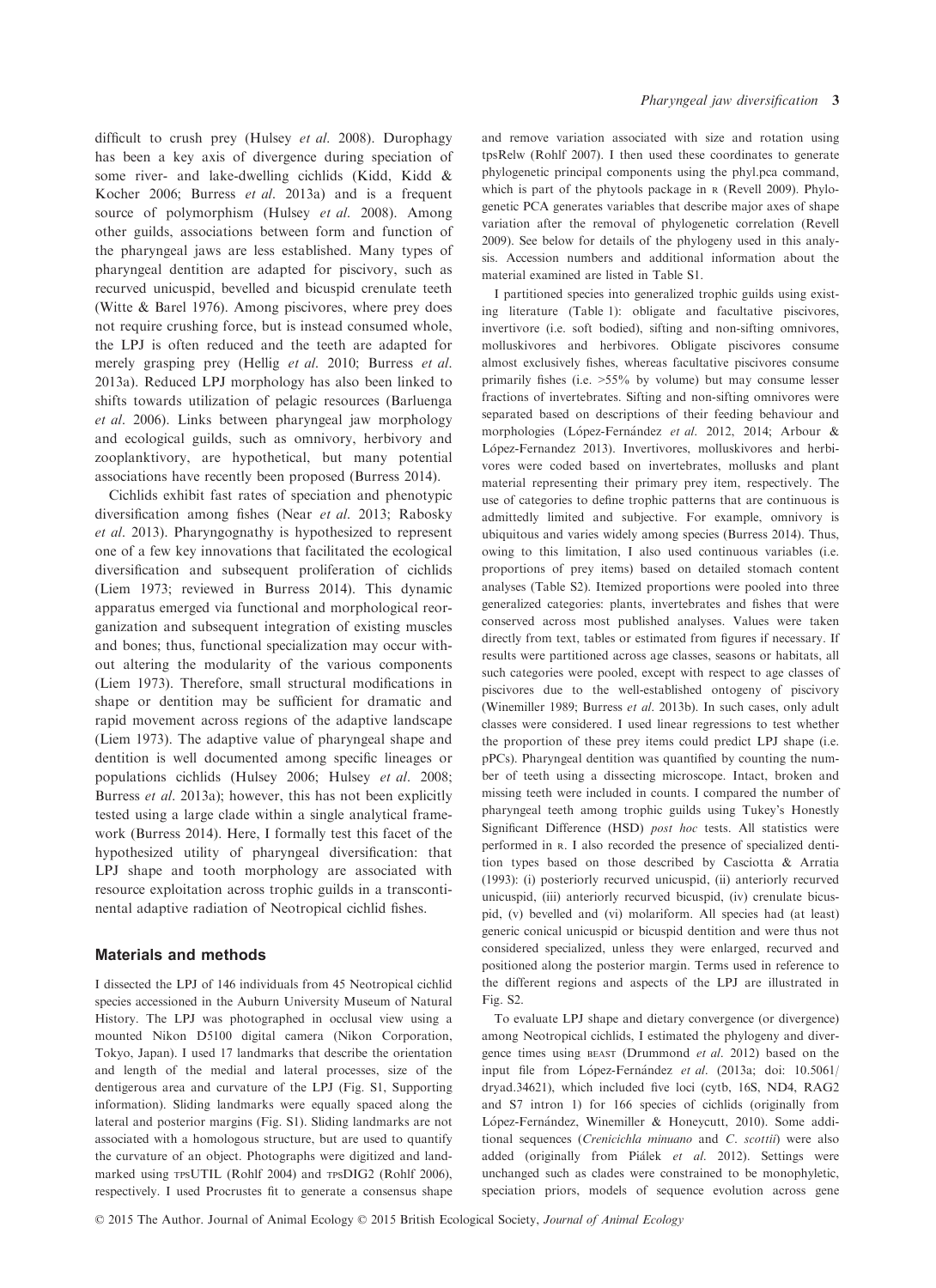difficult to crush prey (Hulsey *et al.* 2008). Durophagy has been a key axis of divergence during speciation of some river- and lake-dwelling cichlids (Kidd, Kidd & Kocher 2006; Burress *et al.* 2013a) and is a frequent source of polymorphism (Hulsey *et al.* 2008). Among other guilds, associations between form and function of the pharyngeal jaws are less established. Many types of pharyngeal dentition are adapted for piscivory, such as recurved unicuspid, bevelled and bicuspid crenulate teeth (Witte & Barel 1976). Among piscivores, where prey does not require crushing force, but is instead consumed whole, the LPJ is often reduced and the teeth are adapted for merely grasping prey (Hellig *et al.* 2010; Burress *et al.* 2013a). Reduced LPJ morphology has also been linked to shifts towards utilization of pelagic resources (Barluenga *et al.* 2006). Links between pharyngeal jaw morphology and ecological guilds, such as omnivory, herbivory and zooplanktivory, are hypothetical, but many potential associations have recently been proposed (Burress 2014).

Cichlids exhibit fast rates of speciation and phenotypic diversification among fishes (Near *et al.* 2013; Rabosky *et al.* 2013). Pharyngognathy is hypothesized to represent one of a few key innovations that facilitated the ecological diversification and subsequent proliferation of cichlids (Liem 1973; reviewed in Burress 2014). This dynamic apparatus emerged via functional and morphological reorganization and subsequent integration of existing muscles and bones; thus, functional specialization may occur without altering the modularity of the various components (Liem 1973). Therefore, small structural modifications in shape or dentition may be sufficient for dramatic and rapid movement across regions of the adaptive landscape (Liem 1973). The adaptive value of pharyngeal shape and dentition is well documented among specific lineages or populations cichlids (Hulsey 2006; Hulsey *et al.* 2008; Burress *et al.* 2013a); however, this has not been explicitly tested using a large clade within a single analytical framework (Burress 2014). Here, I formally test this facet of the hypothesized utility of pharyngeal diversification: that LPJ shape and tooth morphology are associated with resource exploitation across trophic guilds in a transcontinental adaptive radiation of Neotropical cichlid fishes.

## Materials and methods

I dissected the LPJ of 146 individuals from 45 Neotropical cichlid species accessioned in the Auburn University Museum of Natural History. The LPJ was photographed in occlusal view using a mounted Nikon D5100 digital camera (Nikon Corporation, Tokyo, Japan). I used 17 landmarks that describe the orientation and length of the medial and lateral processes, size of the dentigerous area and curvature of the LPJ (Fig. S1, Supporting information). Sliding landmarks were equally spaced along the lateral and posterior margins (Fig. S1). Sliding landmarks are not associated with a homologous structure, but are used to quantify the curvature of an object. Photographs were digitized and landmarked using TPSUTIL (Rohlf 2004) and TPSDIG2 (Rohlf 2006), respectively. I used Procrustes fit to generate a consensus shape and remove variation associated with size and rotation using tpsRelw (Rohlf 2007). I then used these coordinates to generate phylogenetic principal components using the phyl.pca command, which is part of the phytools package in R (Revell 2009). Phylogenetic PCA generates variables that describe major axes of shape variation after the removal of phylogenetic correlation (Revell 2009). See below for details of the phylogeny used in this analysis. Accession numbers and additional information about the material examined are listed in Table S1.

I partitioned species into generalized trophic guilds using existing literature (Table 1): obligate and facultative piscivores, invertivore (i.e. soft bodied), sifting and non-sifting omnivores, molluskivores and herbivores. Obligate piscivores consume almost exclusively fishes, whereas facultative piscivores consume primarily fishes (i.e. >55% by volume) but may consume lesser fractions of invertebrates. Sifting and non-sifting omnivores were separated based on descriptions of their feeding behaviour and morphologies (López-Fernández *et al.* 2012, 2014; Arbour & López-Fernandez 2013). Invertivores, molluskivores and herbivores were coded based on invertebrates, mollusks and plant material representing their primary prey item, respectively. The use of categories to define trophic patterns that are continuous is admittedly limited and subjective. For example, omnivory is ubiquitous and varies widely among species (Burress 2014). Thus, owing to this limitation, I also used continuous variables (i.e. proportions of prey items) based on detailed stomach content analyses (Table S2). Itemized proportions were pooled into three generalized categories: plants, invertebrates and fishes that were conserved across most published analyses. Values were taken directly from text, tables or estimated from figures if necessary. If results were partitioned across age classes, seasons or habitats, all such categories were pooled, except with respect to age classes of piscivores due to the well-established ontogeny of piscivory (Winemiller 1989; Burress *et al.* 2013b). In such cases, only adult classes were considered. I used linear regressions to test whether the proportion of these prey items could predict LPJ shape (i.e. pPCs). Pharyngeal dentition was quantified by counting the number of teeth using a dissecting microscope. Intact, broken and missing teeth were included in counts. I compared the number of pharyngeal teeth among trophic guilds using Tukey's Honestly Significant Difference (HSD) *post hoc* tests. All statistics were performed in R. I also recorded the presence of specialized dentition types based on those described by Casciotta & Arratia (1993): (i) posteriorly recurved unicuspid, (ii) anteriorly recurved unicuspid, (iii) anteriorly recurved bicuspid, (iv) crenulate bicuspid, (v) bevelled and (vi) molariform. All species had (at least) generic conical unicuspid or bicuspid dentition and were thus not considered specialized, unless they were enlarged, recurved and positioned along the posterior margin. Terms used in reference to the different regions and aspects of the LPJ are illustrated in Fig. S2.

To evaluate LPJ shape and dietary convergence (or divergence) among Neotropical cichlids, I estimated the phylogeny and divergence times using BEAST (Drummond *et al.* 2012) based on the input file from López-Fernández *et al.* (2013a; doi: 10.5061/dryad.34621), which included five loci (cytb, 16S, ND4, RAG2 and S7 intron 1) for 166 species of cichlids (originally from López-Fernández, Winemiller & Honeycutt, 2010). Some additional sequences (*Crenicichla minuano* and *C. scottii*) were also added (originally from Piálek *et al.* 2012). Settings were unchanged such as clades were constrained to be monophyletic, speciation priors, models of sequence evolution across gene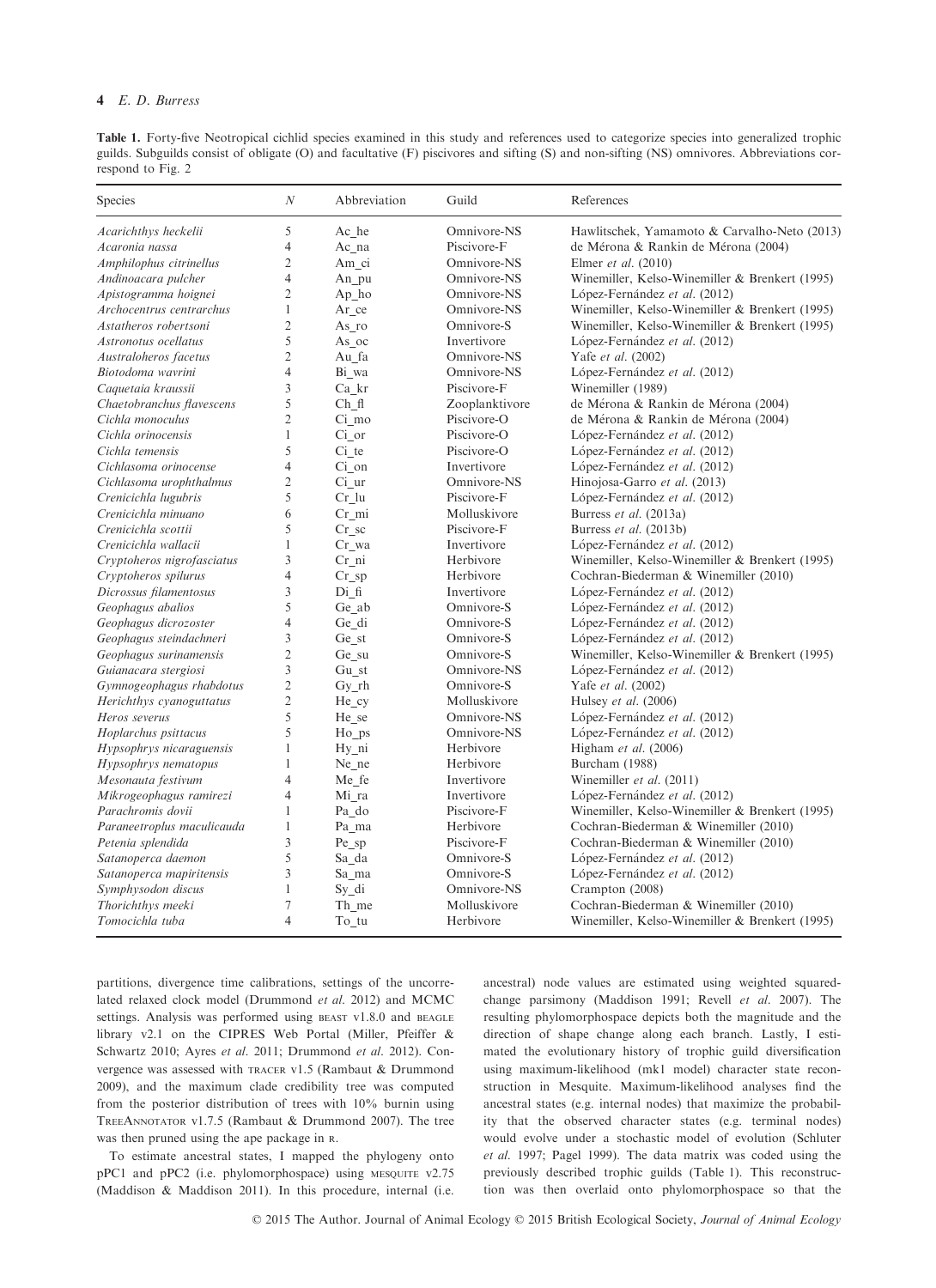Table 1. Forty-five Neotropical cichlid species examined in this study and references used to categorize species into generalized trophic guilds. Subguilds consist of obligate (O) and facultative (F) piscivores and sifting (S) and non-sifting (NS) omnivores. Abbreviations correspond to Fig. 2

| Species | $N$ | Abbreviation | Guild | References |
|---|---|---|---|---|
| *Acarichthys heckelii* | 5 | Ac_he | Omnivore-NS | Hawlitschek, Yamamoto & Carvalho-Neto (2013) |
| *Acaronia nassa* | 4 | Ac_na | Piscivore-F | de Mérona & Rankin de Mérona (2004) |
| *Amphilophus citrinellus* | 2 | Am_ci | Omnivore-NS | Elmer *et al.* (2010) |
| *Andinoacara pulcher* | 4 | An_pu | Omnivore-NS | Winemiller, Kelso-Winemiller & Brenkert (1995) |
| *Apistogramma hoignei* | 2 | Ap_ho | Omnivore-NS | López-Fernández *et al.* (2012) |
| *Archocentrus centrarchus* | 1 | Ar_ce | Omnivore-NS | Winemiller, Kelso-Winemiller & Brenkert (1995) |
| *Astatheros robertsoni* | 2 | As_ro | Omnivore-S | Winemiller, Kelso-Winemiller & Brenkert (1995) |
| *Astronotus ocellatus* | 5 | As_oc | Invertivore | López-Fernández *et al.* (2012) |
| *Australoheros facetus* | 2 | Au_fa | Omnivore-NS | Yafe *et al.* (2002) |
| *Biotodoma wavrini* | 4 | Bi_wa | Omnivore-NS | López-Fernández *et al.* (2012) |
| *Caquetaia kraussii* | 3 | Ca_kr | Piscivore-F | Winemiller (1989) |
| *Chaetobranchus flavescens* | 5 | Ch_fl | Zooplanktivore | de Mérona & Rankin de Mérona (2004) |
| *Cichla monoculus* | 2 | Ci_mo | Piscivore-O | de Mérona & Rankin de Mérona (2004) |
| *Cichla orinocensis* | 1 | Ci_or | Piscivore-O | López-Fernández *et al.* (2012) |
| *Cichla temensis* | 5 | Ci_te | Piscivore-O | López-Fernández *et al.* (2012) |
| *Cichlasoma orinocense* | 4 | Ci_on | Invertivore | López-Fernández *et al.* (2012) |
| *Cichlasoma urophthalmus* | 2 | Ci_ur | Omnivore-NS | Hinojosa-Garro *et al.* (2013) |
| *Crenicichla lugubris* | 5 | Cr_lu | Piscivore-F | López-Fernández *et al.* (2012) |
| *Crenicichla minuano* | 6 | Cr_mi | Molluskivore | Burress *et al.* (2013a) |
| *Crenicichla scottii* | 5 | Cr_sc | Piscivore-F | Burress *et al.* (2013b) |
| *Crenicichla wallacii* | 1 | Cr_wa | Invertivore | López-Fernández *et al.* (2012) |
| *Cryptoheros nigrofasciatus* | 3 | Cr_ni | Herbivore | Winemiller, Kelso-Winemiller & Brenkert (1995) |
| *Cryptoheros spilurus* | 4 | Cr_sp | Herbivore | Cochran-Biederman & Winemiller (2010) |
| *Dicrossus filamentosus* | 3 | Di_fi | Invertivore | López-Fernández *et al.* (2012) |
| *Geophagus abalios* | 5 | Ge_ab | Omnivore-S | López-Fernández *et al.* (2012) |
| *Geophagus dicrozoster* | 4 | Ge_di | Omnivore-S | López-Fernández *et al.* (2012) |
| *Geophagus steindachneri* | 3 | Ge_st | Omnivore-S | López-Fernández *et al.* (2012) |
| *Geophagus surinamensis* | 2 | Ge_su | Omnivore-S | Winemiller, Kelso-Winemiller & Brenkert (1995) |
| *Guianacara stergiosi* | 3 | Gu_st | Omnivore-NS | López-Fernández *et al.* (2012) |
| *Gymnogeophagus rhabdotus* | 2 | Gy_rh | Omnivore-S | Yafe *et al.* (2002) |
| *Herichthys cyanoguttatus* | 2 | He_cy | Molluskivore | Hulsey *et al.* (2006) |
| *Heros severus* | 5 | He_se | Omnivore-NS | López-Fernández *et al.* (2012) |
| *Hoplarchus psittacus* | 5 | Ho_ps | Omnivore-NS | López-Fernández *et al.* (2012) |
| *Hypsophrys nicaraguensis* | 1 | Hy_ni | Herbivore | Higham *et al.* (2006) |
| *Hypsophrys nematopus* | 1 | Ne_ne | Herbivore | Burcham (1988) |
| *Mesonauta festivum* | 4 | Me_fe | Invertivore | Winemiller *et al.* (2011) |
| *Mikrogeophagus ramirezi* | 4 | Mi_ra | Invertivore | López-Fernández *et al.* (2012) |
| *Parachromis dovii* | 1 | Pa_do | Piscivore-F | Winemiller, Kelso-Winemiller & Brenkert (1995) |
| *Paraneetroplus maculicauda* | 1 | Pa_ma | Herbivore | Cochran-Biederman & Winemiller (2010) |
| *Petenia splendida* | 3 | Pe_sp | Piscivore-F | Cochran-Biederman & Winemiller (2010) |
| *Satanoperca daemon* | 5 | Sa_da | Omnivore-S | López-Fernández *et al.* (2012) |
| *Satanoperca mapiritensis* | 3 | Sa_ma | Omnivore-S | López-Fernández *et al.* (2012) |
| *Symphysodon discus* | 1 | Sy_di | Omnivore-NS | Crampton (2008) |
| *Thorichthys meeki* | 7 | Th_me | Molluskivore | Cochran-Biederman & Winemiller (2010) |
| *Tomocichla tuba* | 4 | To_tu | Herbivore | Winemiller, Kelso-Winemiller & Brenkert (1995) |

partitions, divergence time calibrations, settings of the uncorrelated relaxed clock model (Drummond *et al.* 2012) and MCMC settings. Analysis was performed using BEAST v1.8.0 and BEAGLE library v2.1 on the CIPRES Web Portal (Miller, Pfeiffer & Schwartz 2010; Ayres *et al.* 2011; Drummond *et al.* 2012). Convergence was assessed with TRACER v1.5 (Rambaut & Drummond 2009), and the maximum clade credibility tree was computed from the posterior distribution of trees with 10% burnin using TREEANNOTATOR v1.7.5 (Rambaut & Drummond 2007). The tree was then pruned using the ape package in R.

To estimate ancestral states, I mapped the phylogeny onto pPC1 and pPC2 (i.e. phylomorphospace) using MESQUITE v2.75 (Maddison & Maddison 2011). In this procedure, internal (i.e. ancestral) node values are estimated using weighted squared-change parsimony (Maddison 1991; Revell *et al.* 2007). The resulting phylomorphospace depicts both the magnitude and the direction of shape change along each branch. Lastly, I estimated the evolutionary history of trophic guild diversification using maximum-likelihood (mk1 model) character state reconstruction in Mesquite. Maximum-likelihood analyses find the ancestral states (e.g. internal nodes) that maximize the probability that the observed character states (e.g. terminal nodes) would evolve under a stochastic model of evolution (Schluter *et al.* 1997; Pagel 1999). The data matrix was coded using the previously described trophic guilds (Table 1). This reconstruction was then overlaid onto phylomorphospace so that the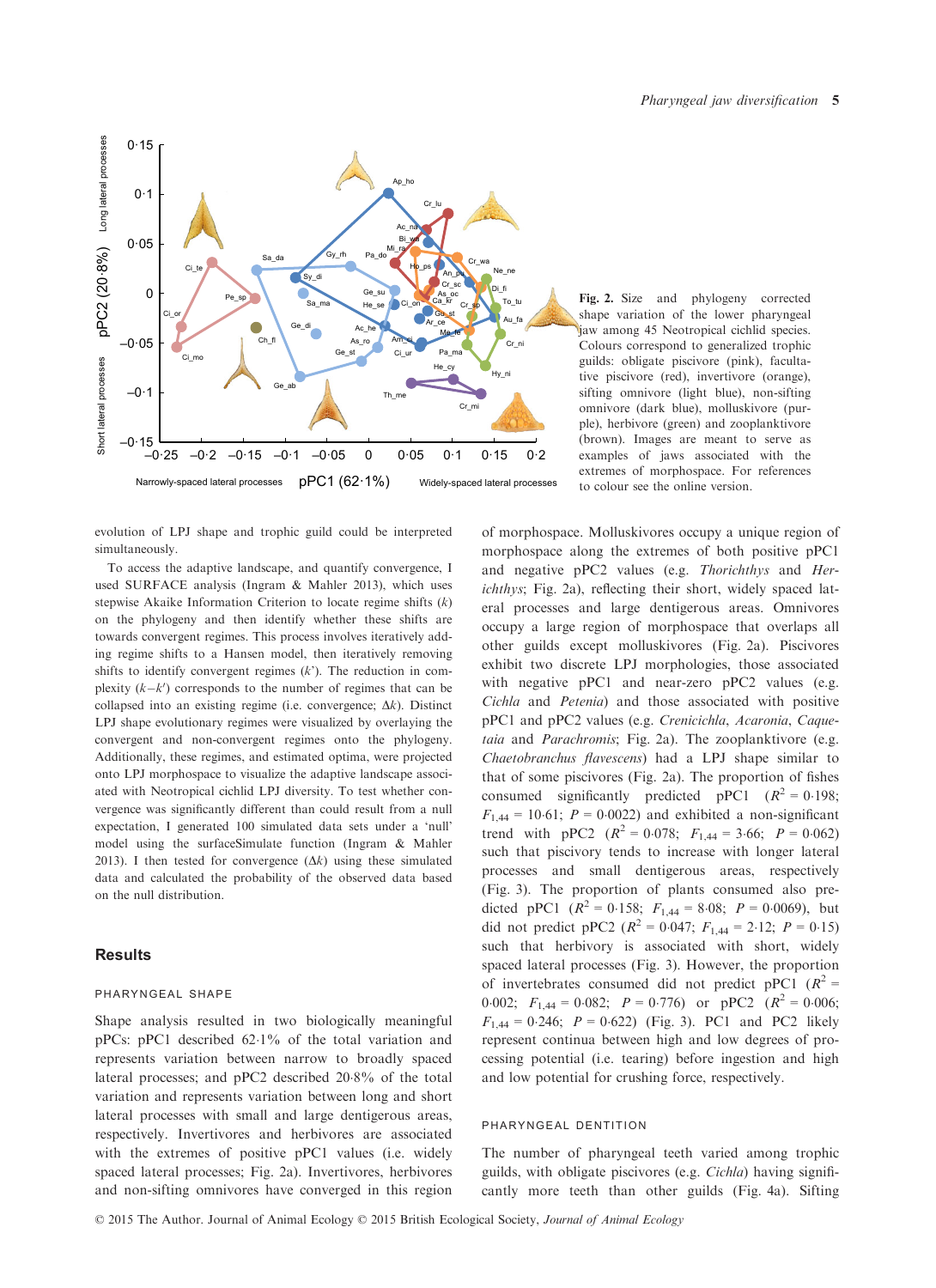Fig. 2. Size and phylogeny corrected shape variation of the lower pharyngeal jaw among 45 Neotropical cichlid species. Colours correspond to generalized trophic guilds: obligate piscivore (pink), facultative piscivore (red), invertivore (orange), sifting omnivore (light blue), non-sifting omnivore (dark blue), molluskivore (purple), herbivore (green) and zooplanktivore (brown). Images are meant to serve as examples of jaws associated with the extremes of morphospace. For references to colour see the online version.

evolution of LPJ shape and trophic guild could be interpreted simultaneously.

To access the adaptive landscape, and quantify convergence, I used SURFACE analysis (Ingram & Mahler 2013), which uses stepwise Akaike Information Criterion to locate regime shifts ($k$) on the phylogeny and then identify whether these shifts are towards convergent regimes. This process involves iteratively adding regime shifts to a Hansen model, then iteratively removing shifts to identify convergent regimes ($k'$). The reduction in complexity ($k-k'$) corresponds to the number of regimes that can be collapsed into an existing regime (i.e. convergence; $\Delta k$). Distinct LPJ shape evolutionary regimes were visualized by overlaying the convergent and non-convergent regimes onto the phylogeny. Additionally, these regimes, and estimated optima, were projected onto LPJ morphospace to visualize the adaptive landscape associated with Neotropical cichlid LPJ diversity. To test whether convergence was significantly different than could result from a null expectation, I generated 100 simulated data sets under a 'null' model using the surfaceSimulate function (Ingram & Mahler 2013). I then tested for convergence ($\Delta k$) using these simulated data and calculated the probability of the observed data based on the null distribution.

## Results

### PHARYNGEAL SHAPE

Shape analysis resulted in two biologically meaningful pPCs: pPC1 described 62·1% of the total variation and represents variation between narrow to broadly spaced lateral processes; and pPC2 described 20·8% of the total variation and represents variation between long and short lateral processes with small and large dentigerous areas, respectively. Invertivores and herbivores are associated with the extremes of positive pPC1 values (i.e. widely spaced lateral processes; Fig. 2a). Invertivores, herbivores and non-sifting omnivores have converged in this region of morphospace. Molluskivores occupy a unique region of morphospace along the extremes of both positive pPC1 and negative pPC2 values (e.g. *Thorichthys* and *Herichthys*; Fig. 2a), reflecting their short, widely spaced lateral processes and large dentigerous areas. Omnivores occupy a large region of morphospace that overlaps all other guilds except molluskivores (Fig. 2a). Piscivores exhibit two discrete LPJ morphologies, those associated with negative pPC1 and near-zero pPC2 values (e.g. *Cichla* and *Petenia*) and those associated with positive pPC1 and pPC2 values (e.g. *Crenicichla*, *Acaronia*, *Caquetaia* and *Parachromis*; Fig. 2a). The zooplanktivore (e.g. *Chaetobranchus flavescens*) had a LPJ shape similar to that of some piscivores (Fig. 2a). The proportion of fishes consumed significantly predicted pPC1 ($R^2 = 0{\cdot}198$; $F_{1,44} = 10{\cdot}61$; $P = 0{\cdot}0022$) and exhibited a non-significant trend with pPC2 ($R^2 = 0{\cdot}078$; $F_{1,44} = 3{\cdot}66$; $P = 0{\cdot}062$) such that piscivory tends to increase with longer lateral processes and small dentigerous areas, respectively (Fig. 3). The proportion of plants consumed also predicted pPC1 ($R^2 = 0{\cdot}158$; $F_{1,44} = 8{\cdot}08$; $P = 0{\cdot}0069$), but did not predict pPC2 ($R^2 = 0{\cdot}047$; $F_{1,44} = 2{\cdot}12$; $P = 0{\cdot}15$) such that herbivory is associated with short, widely spaced lateral processes (Fig. 3). However, the proportion of invertebrates consumed did not predict pPC1 ($R^2 = 0{\cdot}002$; $F_{1,44} = 0{\cdot}082$; $P = 0{\cdot}776$) or pPC2 ($R^2 = 0{\cdot}006$; $F_{1,44} = 0{\cdot}246$; $P = 0{\cdot}622$) (Fig. 3). PC1 and PC2 likely represent continua between high and low degrees of processing potential (i.e. tearing) before ingestion and high and low potential for crushing force, respectively.

### PHARYNGEAL DENTITION

The number of pharyngeal teeth varied among trophic guilds, with obligate piscivores (e.g. *Cichla*) having significantly more teeth than other guilds (Fig. 4a). Sifting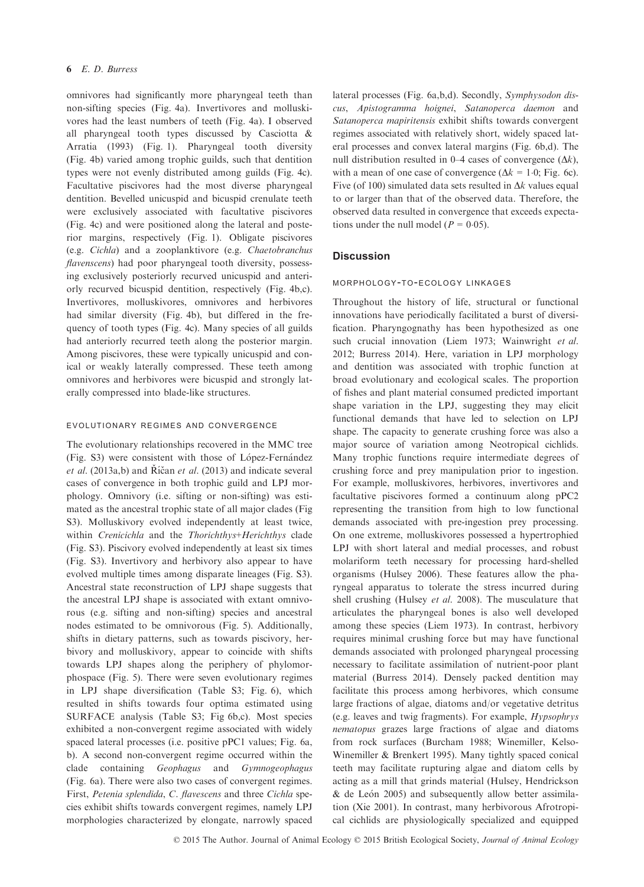omnivores had significantly more pharyngeal teeth than non-sifting species (Fig. 4a). Invertivores and molluskivores had the least numbers of teeth (Fig. 4a). I observed all pharyngeal tooth types discussed by Casciotta & Arratia (1993) (Fig. 1). Pharyngeal tooth diversity (Fig. 4b) varied among trophic guilds, such that dentition types were not evenly distributed among guilds (Fig. 4c). Facultative piscivores had the most diverse pharyngeal dentition. Bevelled unicuspid and bicuspid crenulate teeth were exclusively associated with facultative piscivores (Fig. 4c) and were positioned along the lateral and posterior margins, respectively (Fig. 1). Obligate piscivores (e.g. *Cichla*) and a zooplanktivore (e.g. *Chaetobranchus flavenscens*) had poor pharyngeal tooth diversity, possessing exclusively posteriorly recurved unicuspid and anteriorly recurved bicuspid dentition, respectively (Fig. 4b,c). Invertivores, molluskivores, omnivores and herbivores had similar diversity (Fig. 4b), but differed in the frequency of tooth types (Fig. 4c). Many species of all guilds had anteriorly recurred teeth along the posterior margin. Among piscivores, these were typically unicuspid and conical or weakly laterally compressed. These teeth among omnivores and herbivores were bicuspid and strongly laterally compressed into blade-like structures.

### EVOLUTIONARY REGIMES AND CONVERGENCE

The evolutionary relationships recovered in the MMC tree (Fig. S3) were consistent with those of López-Fernández *et al*. (2013a,b) and Říčan *et al*. (2013) and indicate several cases of convergence in both trophic guild and LPJ morphology. Omnivory (i.e. sifting or non-sifting) was estimated as the ancestral trophic state of all major clades (Fig S3). Molluskivory evolved independently at least twice, within *Crenicichla* and the *Thorichthys*+*Herichthys* clade (Fig. S3). Piscivory evolved independently at least six times (Fig. S3). Invertivory and herbivory also appear to have evolved multiple times among disparate lineages (Fig. S3). Ancestral state reconstruction of LPJ shape suggests that the ancestral LPJ shape is associated with extant omnivorous (e.g. sifting and non-sifting) species and ancestral nodes estimated to be omnivorous (Fig. 5). Additionally, shifts in dietary patterns, such as towards piscivory, herbivory and molluskivory, appear to coincide with shifts towards LPJ shapes along the periphery of phylomorphospace (Fig. 5). There were seven evolutionary regimes in LPJ shape diversification (Table S3; Fig. 6), which resulted in shifts towards four optima estimated using SURFACE analysis (Table S3; Fig 6b,c). Most species exhibited a non-convergent regime associated with widely spaced lateral processes (i.e. positive pPC1 values; Fig. 6a, b). A second non-convergent regime occurred within the clade containing *Geophagus* and *Gymnogeophagus* (Fig. 6a). There were also two cases of convergent regimes. First, *Petenia splendida*, *C. flavescens* and three *Cichla* species exhibit shifts towards convergent regimes, namely LPJ morphologies characterized by elongate, narrowly spaced lateral processes (Fig. 6a,b,d). Secondly, *Symphysodon discus*, *Apistogramma hoignei*, *Satanoperca daemon* and *Satanoperca mapiritensis* exhibit shifts towards convergent regimes associated with relatively short, widely spaced lateral processes and convex lateral margins (Fig. 6b,d). The null distribution resulted in 0–4 cases of convergence ($\Delta k$), with a mean of one case of convergence ($\Delta k = 1{\cdot}0$; Fig. 6c). Five (of 100) simulated data sets resulted in $\Delta k$ values equal to or larger than that of the observed data. Therefore, the observed data resulted in convergence that exceeds expectations under the null model ($P = 0{\cdot}05$).

## Discussion

### MORPHOLOGY-TO-ECOLOGY LINKAGES

Throughout the history of life, structural or functional innovations have periodically facilitated a burst of diversification. Pharyngognathy has been hypothesized as one such crucial innovation (Liem 1973; Wainwright *et al*. 2012; Burress 2014). Here, variation in LPJ morphology and dentition was associated with trophic function at broad evolutionary and ecological scales. The proportion of fishes and plant material consumed predicted important shape variation in the LPJ, suggesting they may elicit functional demands that have led to selection on LPJ shape. The capacity to generate crushing force was also a major source of variation among Neotropical cichlids. Many trophic functions require intermediate degrees of crushing force and prey manipulation prior to ingestion. For example, molluskivores, herbivores, invertivores and facultative piscivores formed a continuum along pPC2 representing the transition from high to low functional demands associated with pre-ingestion prey processing. On one extreme, molluskivores possessed a hypertrophied LPJ with short lateral and medial processes, and robust molariform teeth necessary for processing hard-shelled organisms (Hulsey 2006). These features allow the pharyngeal apparatus to tolerate the stress incurred during shell crushing (Hulsey *et al*. 2008). The musculature that articulates the pharyngeal bones is also well developed among these species (Liem 1973). In contrast, herbivory requires minimal crushing force but may have functional demands associated with prolonged pharyngeal processing necessary to facilitate assimilation of nutrient-poor plant material (Burress 2014). Densely packed dentition may facilitate this process among herbivores, which consume large fractions of algae, diatoms and/or vegetative detritus (e.g. leaves and twig fragments). For example, *Hypsophrys nematopus* grazes large fractions of algae and diatoms from rock surfaces (Burcham 1988; Winemiller, Kelso-Winemiller & Brenkert 1995). Many tightly spaced conical teeth may facilitate rupturing algae and diatom cells by acting as a mill that grinds material (Hulsey, Hendrickson & de León 2005) and subsequently allow better assimilation (Xie 2001). In contrast, many herbivorous Afrotropical cichlids are physiologically specialized and equipped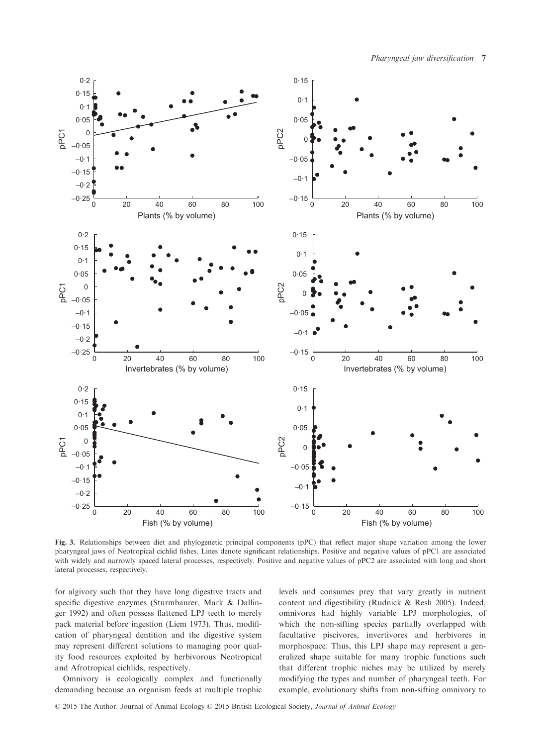Fig. 3. Relationships between diet and phylogenetic principal components (pPC) that reflect major shape variation among the lower pharyngeal jaws of Neotropical cichlid fishes. Lines denote significant relationships. Positive and negative values of pPC1 are associated with widely and narrowly spaced lateral processes, respectively. Positive and negative values of pPC2 are associated with long and short lateral processes, respectively.

for algivory such that they have long digestive tracts and specific digestive enzymes (Sturmbaurer, Mark & Dallinger 1992) and often possess flattened LPJ teeth to merely pack material before ingestion (Liem 1973). Thus, modification of pharyngeal dentition and the digestive system may represent different solutions to managing poor quality food resources exploited by herbivorous Neotropical and Afrotropical cichlids, respectively.

Omnivory is ecologically complex and functionally demanding because an organism feeds at multiple trophic levels and consumes prey that vary greatly in nutrient content and digestibility (Rudnick & Resh 2005). Indeed, omnivores had highly variable LPJ morphologies, of which the non-sifting species partially overlapped with facultative piscivores, invertivores and herbivores in morphospace. Thus, this LPJ shape may represent a generalized shape suitable for many trophic functions such that different trophic niches may be utilized by merely modifying the types and number of pharyngeal teeth. For example, evolutionary shifts from non-sifting omnivory to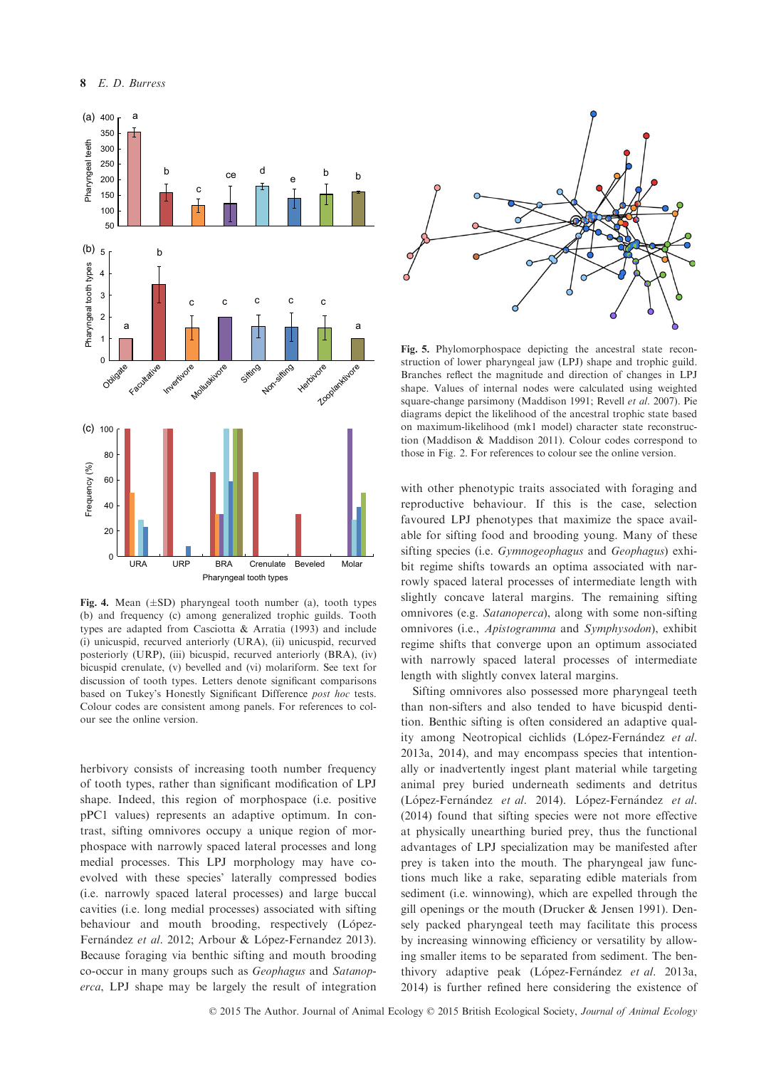**Fig. 4.** Mean (±SD) pharyngeal tooth number (a), tooth types (b) and frequency (c) among generalized trophic guilds. Tooth types are adapted from Casciotta & Arratia (1993) and include (i) unicuspid, recurved anteriorly (URA), (ii) unicuspid, recurved posteriorly (URP), (iii) bicuspid, recurved anteriorly (BRA), (iv) bicuspid crenulate, (v) bevelled and (vi) molariform. See text for discussion of tooth types. Letters denote significant comparisons based on Tukey's Honestly Significant Difference *post hoc* tests. Colour codes are consistent among panels. For references to colour see the online version.

**Fig. 5.** Phylomorphospace depicting the ancestral state reconstruction of lower pharyngeal jaw (LPJ) shape and trophic guild. Branches reflect the magnitude and direction of changes in LPJ shape. Values of internal nodes were calculated using weighted square-change parsimony (Maddison 1991; Revell *et al.* 2007). Pie diagrams depict the likelihood of the ancestral trophic state based on maximum-likelihood (mk1 model) character state reconstruction (Maddison & Maddison 2011). Colour codes correspond to those in Fig. 2. For references to colour see the online version.

herbivory consists of increasing tooth number frequency of tooth types, rather than significant modification of LPJ shape. Indeed, this region of morphospace (i.e. positive pPC1 values) represents an adaptive optimum. In contrast, sifting omnivores occupy a unique region of morphospace with narrowly spaced lateral processes and long medial processes. This LPJ morphology may have co-evolved with these species' laterally compressed bodies (i.e. narrowly spaced lateral processes) and large buccal cavities (i.e. long medial processes) associated with sifting behaviour and mouth brooding, respectively (López-Fernández *et al.* 2012; Arbour & López-Fernandez 2013). Because foraging via benthic sifting and mouth brooding co-occur in many groups such as *Geophagus* and *Satanoperca*, LPJ shape may be largely the result of integration with other phenotypic traits associated with foraging and reproductive behaviour. If this is the case, selection favoured LPJ phenotypes that maximize the space available for sifting food and brooding young. Many of these sifting species (i.e. *Gymnogeophagus* and *Geophagus*) exhibit regime shifts towards an optima associated with narrowly spaced lateral processes of intermediate length with slightly concave lateral margins. The remaining sifting omnivores (e.g. *Satanoperca*), along with some non-sifting omnivores (i.e., *Apistogramma* and *Symphysodon*), exhibit regime shifts that converge upon an optimum associated with narrowly spaced lateral processes of intermediate length with slightly convex lateral margins.

Sifting omnivores also possessed more pharyngeal teeth than non-sifters and also tended to have bicuspid dentition. Benthic sifting is often considered an adaptive quality among Neotropical cichlids (López-Fernández *et al.* 2013a, 2014), and may encompass species that intentionally or inadvertently ingest plant material while targeting animal prey buried underneath sediments and detritus (López-Fernández *et al.* 2014). López-Fernández *et al.* (2014) found that sifting species were not more effective at physically unearthing buried prey, thus the functional advantages of LPJ specialization may be manifested after prey is taken into the mouth. The pharyngeal jaw functions much like a rake, separating edible materials from sediment (i.e. winnowing), which are expelled through the gill openings or the mouth (Drucker & Jensen 1991). Densely packed pharyngeal teeth may facilitate this process by increasing winnowing efficiency or versatility by allowing smaller items to be separated from sediment. The benthivory adaptive peak (López-Fernández *et al.* 2013a, 2014) is further refined here considering the existence of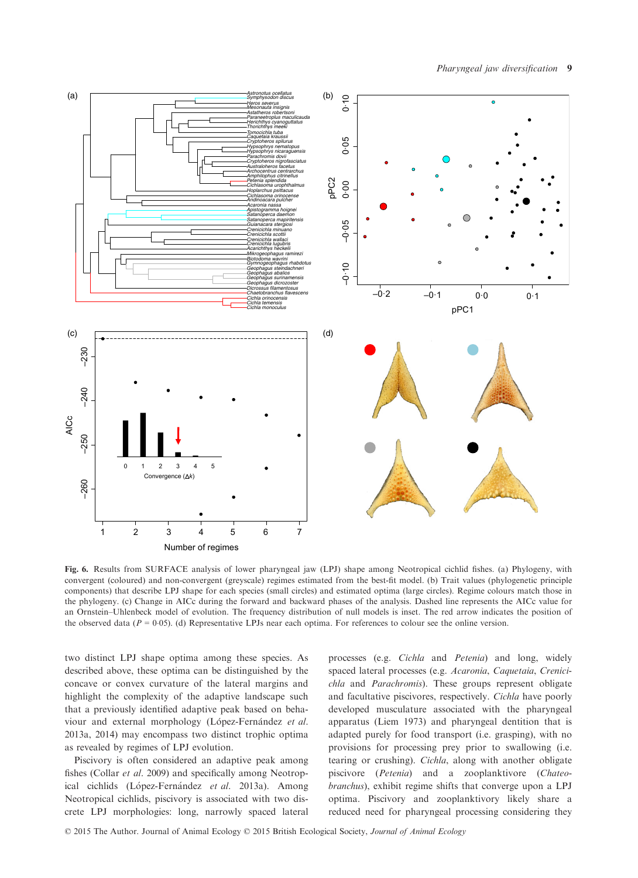Fig. 6. Results from SURFACE analysis of lower pharyngeal jaw (LPJ) shape among Neotropical cichlid fishes. (a) Phylogeny, with convergent (coloured) and non-convergent (greyscale) regimes estimated from the best-fit model. (b) Trait values (phylogenetic principle components) that describe LPJ shape for each species (small circles) and estimated optima (large circles). Regime colours match those in the phylogeny. (c) Change in AICc during the forward and backward phases of the analysis. Dashed line represents the AICc value for an Ornstein–Uhlenbeck model of evolution. The frequency distribution of null models is inset. The red arrow indicates the position of the observed data ($P = 0{\cdot}05$). (d) Representative LPJs near each optima. For references to colour see the online version.

two distinct LPJ shape optima among these species. As described above, these optima can be distinguished by the concave or convex curvature of the lateral margins and highlight the complexity of the adaptive landscape such that a previously identified adaptive peak based on behaviour and external morphology (López-Fernández *et al.* 2013a, 2014) may encompass two distinct trophic optima as revealed by regimes of LPJ evolution.

Piscivory is often considered an adaptive peak among fishes (Collar *et al.* 2009) and specifically among Neotropical cichlids (López-Fernández *et al.* 2013a). Among Neotropical cichlids, piscivory is associated with two discrete LPJ morphologies: long, narrowly spaced lateral processes (e.g. *Cichla* and *Petenia*) and long, widely spaced lateral processes (e.g. *Acaronia*, *Caquetaia*, *Crenicichla* and *Parachromis*). These groups represent obligate and facultative piscivores, respectively. *Cichla* have poorly developed musculature associated with the pharyngeal apparatus (Liem 1973) and pharyngeal dentition that is adapted purely for food transport (i.e. grasping), with no provisions for processing prey prior to swallowing (i.e. tearing or crushing). *Cichla*, along with another obligate piscivore (*Petenia*) and a zooplanktivore (*Chaetobranchus*), exhibit regime shifts that converge upon a LPJ optima. Piscivory and zooplanktivory likely share a reduced need for pharyngeal processing considering they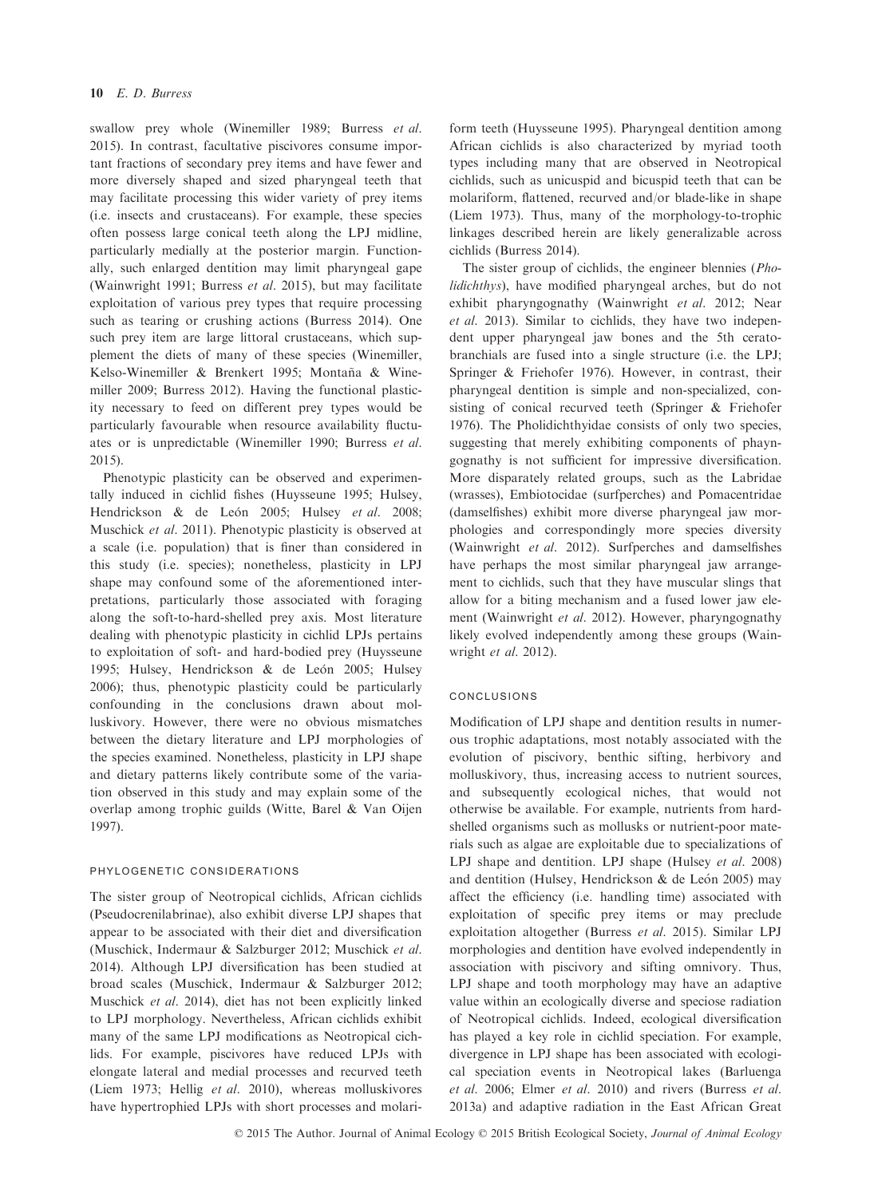swallow prey whole (Winemiller 1989; Burress *et al.* 2015). In contrast, facultative piscivores consume important fractions of secondary prey items and have fewer and more diversely shaped and sized pharyngeal teeth that may facilitate processing this wider variety of prey items (i.e. insects and crustaceans). For example, these species often possess large conical teeth along the LPJ midline, particularly medially at the posterior margin. Functionally, such enlarged dentition may limit pharyngeal gape (Wainwright 1991; Burress *et al.* 2015), but may facilitate exploitation of various prey types that require processing such as tearing or crushing actions (Burress 2014). One such prey item are large littoral crustaceans, which supplement the diets of many of these species (Winemiller, Kelso-Winemiller & Brenkert 1995; Montaña & Winemiller 2009; Burress 2012). Having the functional plasticity necessary to feed on different prey types would be particularly favourable when resource availability fluctuates or is unpredictable (Winemiller 1990; Burress *et al.* 2015).

Phenotypic plasticity can be observed and experimentally induced in cichlid fishes (Huysseune 1995; Hulsey, Hendrickson & de León 2005; Hulsey *et al.* 2008; Muschick *et al.* 2011). Phenotypic plasticity is observed at a scale (i.e. population) that is finer than considered in this study (i.e. species); nonetheless, plasticity in LPJ shape may confound some of the aforementioned interpretations, particularly those associated with foraging along the soft-to-hard-shelled prey axis. Most literature dealing with phenotypic plasticity in cichlid LPJs pertains to exploitation of soft- and hard-bodied prey (Huysseune 1995; Hulsey, Hendrickson & de León 2005; Hulsey 2006); thus, phenotypic plasticity could be particularly confounding in the conclusions drawn about molluskivory. However, there were no obvious mismatches between the dietary literature and LPJ morphologies of the species examined. Nonetheless, plasticity in LPJ shape and dietary patterns likely contribute some of the variation observed in this study and may explain some of the overlap among trophic guilds (Witte, Barel & Van Oijen 1997).

### PHYLOGENETIC CONSIDERATIONS

The sister group of Neotropical cichlids, African cichlids (Pseudocrenilabrinae), also exhibit diverse LPJ shapes that appear to be associated with their diet and diversification (Muschick, Indermaur & Salzburger 2012; Muschick *et al.* 2014). Although LPJ diversification has been studied at broad scales (Muschick, Indermaur & Salzburger 2012; Muschick *et al.* 2014), diet has not been explicitly linked to LPJ morphology. Nevertheless, African cichlids exhibit many of the same LPJ modifications as Neotropical cichlids. For example, piscivores have reduced LPJs with elongate lateral and medial processes and recurved teeth (Liem 1973; Hellig *et al.* 2010), whereas molluskivores have hypertrophied LPJs with short processes and molariform teeth (Huysseune 1995). Pharyngeal dentition among African cichlids is also characterized by myriad tooth types including many that are observed in Neotropical cichlids, such as unicuspid and bicuspid teeth that can be molariform, flattened, recurved and/or blade-like in shape (Liem 1973). Thus, many of the morphology-to-trophic linkages described herein are likely generalizable across cichlids (Burress 2014).

The sister group of cichlids, the engineer blennies (*Pholidichthys*), have modified pharyngeal arches, but do not exhibit pharyngognathy (Wainwright *et al.* 2012; Near *et al.* 2013). Similar to cichlids, they have two independent upper pharyngeal jaw bones and the 5th ceratobranchials are fused into a single structure (i.e. the LPJ; Springer & Friehofer 1976). However, in contrast, their pharyngeal dentition is simple and non-specialized, consisting of conical recurved teeth (Springer & Friehofer 1976). The Pholidichthyidae consists of only two species, suggesting that merely exhibiting components of phayngognathy is not sufficient for impressive diversification. More disparately related groups, such as the Labridae (wrasses), Embiotocidae (surfperches) and Pomacentridae (damselfishes) exhibit more diverse pharyngeal jaw morphologies and correspondingly more species diversity (Wainwright *et al.* 2012). Surfperches and damselfishes have perhaps the most similar pharyngeal jaw arrangement to cichlids, such that they have muscular slings that allow for a biting mechanism and a fused lower jaw element (Wainwright *et al.* 2012). However, pharyngognathy likely evolved independently among these groups (Wainwright *et al.* 2012).

## CONCLUSIONS

Modification of LPJ shape and dentition results in numerous trophic adaptations, most notably associated with the evolution of piscivory, benthic sifting, herbivory and molluskivory, thus, increasing access to nutrient sources, and subsequently ecological niches, that would not otherwise be available. For example, nutrients from hard-shelled organisms such as mollusks or nutrient-poor materials such as algae are exploitable due to specializations of LPJ shape and dentition. LPJ shape (Hulsey *et al.* 2008) and dentition (Hulsey, Hendrickson & de León 2005) may affect the efficiency (i.e. handling time) associated with exploitation of specific prey items or may preclude exploitation altogether (Burress *et al.* 2015). Similar LPJ morphologies and dentition have evolved independently in association with piscivory and sifting omnivory. Thus, LPJ shape and tooth morphology may have an adaptive value within an ecologically diverse and speciose radiation of Neotropical cichlids. Indeed, ecological diversification has played a key role in cichlid speciation. For example, divergence in LPJ shape has been associated with ecological speciation events in Neotropical lakes (Barluenga *et al.* 2006; Elmer *et al.* 2010) and rivers (Burress *et al.* 2013a) and adaptive radiation in the East African Great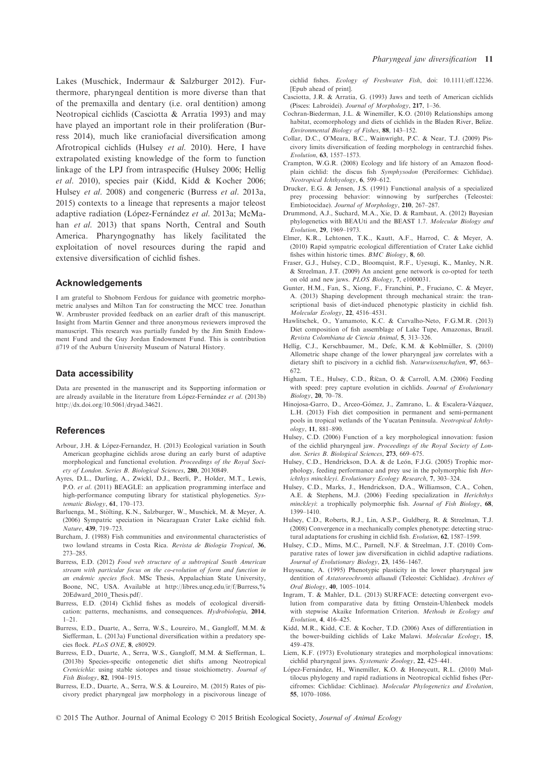Lakes (Muschick, Indermaur & Salzburger 2012). Furthermore, pharyngeal dentition is more diverse than that of the premaxilla and dentary (i.e. oral dentition) among Neotropical cichlids (Casciotta & Arratia 1993) and may have played an important role in their proliferation (Burress 2014), much like craniofacial diversification among Afrotropical cichlids (Hulsey *et al.* 2010). Here, I have extrapolated existing knowledge of the form to function linkage of the LPJ from intraspecific (Hulsey 2006; Hellig *et al.* 2010), species pair (Kidd, Kidd & Kocher 2006; Hulsey *et al.* 2008) and congeneric (Burress *et al.* 2013a, 2015) contexts to a lineage that represents a major teleost adaptive radiation (López-Fernández *et al.* 2013a; McMahan *et al.* 2013) that spans North, Central and South America. Pharyngognathy has likely facilitated the exploitation of novel resources during the rapid and extensive diversification of cichlid fishes.

## Acknowledgements

I am grateful to Shobnom Ferdous for guidance with geometric morphometric analyses and Milton Tan for constructing the MCC tree. Jonathan W. Armbruster provided feedback on an earlier draft of this manuscript. Insight from Martin Genner and three anonymous reviewers improved the manuscript. This research was partially funded by the Jim Smith Endowment Fund and the Guy Jordan Endowment Fund. This is contribution #719 of the Auburn University Museum of Natural History.

## Data accessibility

Data are presented in the manuscript and its Supporting information or are already available in the literature from López-Fernández *et al.* (2013b) http://dx.doi.org/10.5061/dryad.34621.

## References

Arbour, J.H. & López-Fernandez, H. (2013) Ecological variation in South American geophagine cichlids arose during an early burst of adaptive morphological and functional evolution. *Proceedings of the Royal Society of London. Series B. Biological Sciences*, **280**, 20130849.

Ayres, D.L., Darling, A., Zwickl, D.J., Beerli, P., Holder, M.T., Lewis, P.O. *et al.* (2011) BEAGLE: an application programming interface and high-performance computing library for statistical phylogenetics. *Systematic Biology*, **61**, 170–173.

Barluenga, M., Stölting, K.N., Salzburger, W., Muschick, M. & Meyer, A. (2006) Sympatric speciation in Nicaraguan Crater Lake cichlid fish. *Nature*, **439**, 719–723.

Burcham, J. (1988) Fish communities and environmental characteristics of two lowland streams in Costa Rica. *Revista de Biologia Tropical*, **36**, 273–285.

Burress, E.D. (2012) *Food web structure of a subtropical South American stream with particular focus on the co-evolution of form and function in an endemic species flock*. MSc Thesis, Appalachian State University, Boone, NC, USA. Available at http://libres.uncg.edu/ir/f/Burress,%20Edward_2010_Thesis.pdf/.

Burress, E.D. (2014) Cichlid fishes as models of ecological diversification: patterns, mechanisms, and consequences. *Hydrobiologia*, **2014**, 1–21.

Burress, E.D., Duarte, A., Serra, W.S., Loureiro, M., Gangloff, M.M. & Siefferman, L. (2013a) Functional diversification within a predatory species flock. *PLoS ONE*, **8**, e80929.

Burress, E.D., Duarte, A., Serra, W.S., Gangloff, M.M. & Siefferman, L. (2013b) Species-specific ontogenetic diet shifts among Neotropical *Crenicichla*: using stable siotopes and tissue stoichiometry. *Journal of Fish Biology*, **82**, 1904–1915.

Burress, E.D., Duarte, A., Serra, W.S. & Loureiro, M. (2015) Rates of piscivory predict pharyngeal jaw morphology in a piscivorous lineage of cichlid fishes. *Ecology of Freshwater Fish*, doi: 10.1111/eff.12236. [Epub ahead of print].

Casciotta, J.R. & Arratia, G. (1993) Jaws and teeth of American cichlids (Pisces: Labroidei). *Journal of Morphology*, **217**, 1–36.

Cochran-Biederman, J.L. & Winemiller, K.O. (2010) Relationships among habitat, ecomorphology and diets of cichlids in the Bladen River, Belize. *Environmental Biology of Fishes*, **88**, 143–152.

Collar, D.C., O'Meara, B.C., Wainwright, P.C. & Near, T.J. (2009) Piscivory limits diversification of feeding morphology in centrarchid fishes. *Evolution*, **63**, 1557–1573.

Crampton, W.G.R. (2008) Ecology and life history of an Amazon floodplain cichlid: the discus fish *Symphysodon* (Perciformes: Cichlidae). *Neotropical Ichthyology*, **6**, 599–612.

Drucker, E.G. & Jensen, J.S. (1991) Functional analysis of a specialized prey processing behavior: winnowing by surfperches (Teleostei: Embiotocidae). *Journal of Morphology*, **210**, 267–287.

Drummond, A.J., Suchard, M.A., Xie, D. & Rambaut, A. (2012) Bayesian phylogenetics with BEAUti and the BEAST 1.7. *Molecular Biology and Evolution*, **29**, 1969–1973.

Elmer, K.R., Lehtonen, T.K., Kautt, A.F., Harrod, C. & Meyer, A. (2010) Rapid sympatric ecological differentiation of Crater Lake cichlid fishes within historic times. *BMC Biology*, **8**, 60.

Fraser, G.J., Hulsey, C.D., Bloomquist, R.F., Uyesugi, K., Manley, N.R. & Streelman, J.T. (2009) An ancient gene network is co-opted for teeth on old and new jaws. *PLOS Biology*, **7**, e1000031.

Gunter, H.M., Fan, S., Xiong, F., Franchini, P., Fruciano, C. & Meyer, A. (2013) Shaping development through mechanical strain: the transcriptional basis of diet-induced phenotypic plasticity in cichlid fish. *Molecular Ecology*, **22**, 4516–4531.

Hawlitschek, O., Yamamoto, K.C. & Carvalho-Neto, F.G.M.R. (2013) Diet composition of fish assemblage of Lake Tupe, Amazonas, Brazil. *Revista Colombiana de Ciencia Animal*, **5**, 313–326.

Hellig, C.J., Kerschbaumer, M., Defc, K.M. & Koblmüller, S. (2010) Allometric shape change of the lower pharyngeal jaw correlates with a dietary shift to piscivory in a cichlid fish. *Naturwissenschaften*, **97**, 663–672.

Higham, T.E., Hulsey, C.D., Říčan, O. & Carroll, A.M. (2006) Feeding with speed: prey capture evolution in cichlids. *Journal of Evolutionary Biology*, **20**, 70–78.

Hinojosa-Garro, D., Arceo-Gómez, J., Zamrano, L. & Escalera-Vázquez, L.H. (2013) Fish diet composition in permanent and semi-permanent pools in tropical wetlands of the Yucatan Peninsula. *Neotropical Ichthyology*, **11**, 881–890.

Hulsey, C.D. (2006) Function of a key morphological innovation: fusion of the cichlid pharyngeal jaw. *Proceedings of the Royal Society of London. Series B. Biological Sciences*, **273**, 669–675.

Hulsey, C.D., Hendrickson, D.A. & de León, F.J.G. (2005) Trophic morphology, feeding performance and prey use in the polymorphic fish *Herichthys minckleyi*. *Evolutionary Ecology Research*, **7**, 303–324.

Hulsey, C.D., Marks, J., Hendrickson, D.A., Williamson, C.A., Cohen, A.E. & Stephens, M.J. (2006) Feeding specialization in *Herichthys minckleyi*: a trophically polymorphic fish. *Journal of Fish Biology*, **68**, 1399–1410.

Hulsey, C.D., Roberts, R.J., Lin, A.S.P., Guldberg, R. & Streelman, T.J. (2008) Convergence in a mechanically complex phenotype: detecting structural adaptations for crushing in cichlid fish. *Evolution*, **62**, 1587–1599.

Hulsey, C.D., Mims, M.C., Parnell, N.F. & Streelman, J.T. (2010) Comparative rates of lower jaw diversification in cichlid adaptive radiations. *Journal of Evolutionary Biology*, **23**, 1456–1467.

Huysseune, A. (1995) Phenotypic plasticity in the lower pharyngeal jaw dentition of *Astatoreochromis alluaudi* (Teleostei: Cichlidae). *Archives of Oral Biology*, **40**, 1005–1014.

Ingram, T. & Mahler, D.L. (2013) SURFACE: detecting convergent evolution from comparative data by fitting Ornstein-Uhlenbeck models with stepwise Akaike Information Criterion. *Methods in Ecology and Evolution*, **4**, 416–425.

Kidd, M.R., Kidd, C.E. & Kocher, T.D. (2006) Axes of differentiation in the bower-building cichlids of Lake Malawi. *Molecular Ecology*, **15**, 459–478.

Liem, K.F. (1973) Evolutionary strategies and morphological innovations: cichlid pharyngeal jaws. *Systematic Zoology*, **22**, 425–441.

López-Fernández, H., Winemiller, K.O. & Honeycutt, R.L. (2010) Multilocus phylogeny and rapid radiations in Neotropical cichlid fishes (Perciformes: Cichlidae: Cichlinae). *Molecular Phylogenetics and Evolution*, **55**, 1070–1086.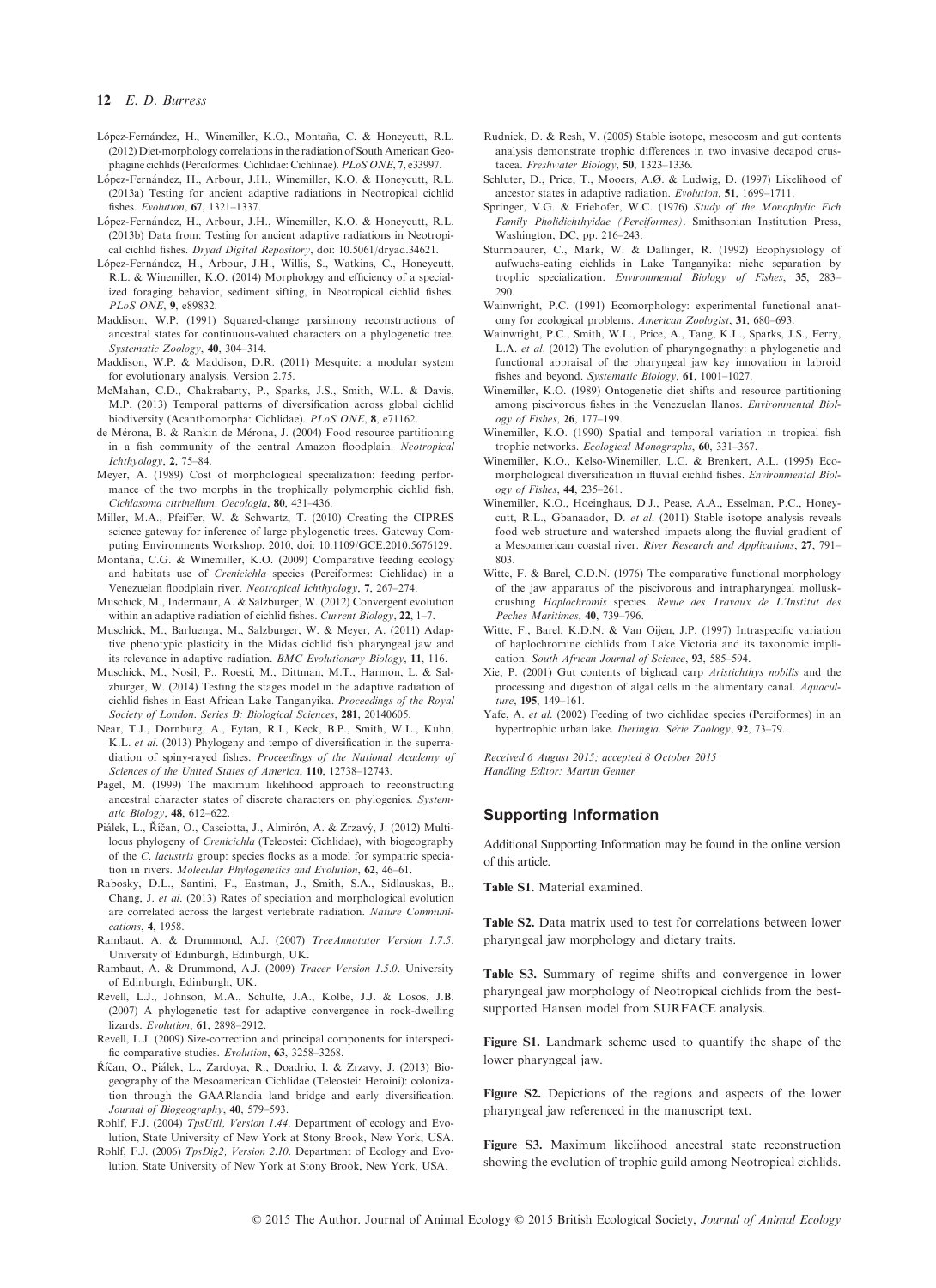López-Fernández, H., Winemiller, K.O., Montaña, C. & Honeycutt, R.L. (2012) Diet-morphology correlations in the radiation of South American Geophagine cichlids (Perciformes: Cichlidae: Cichlinae). *PLoS ONE*, **7**, e33997.

López-Fernández, H., Arbour, J.H., Winemiller, K.O. & Honeycutt, R.L. (2013a) Testing for ancient adaptive radiations in Neotropical cichlid fishes. *Evolution*, **67**, 1321–1337.

López-Fernández, H., Arbour, J.H., Winemiller, K.O. & Honeycutt, R.L. (2013b) Data from: Testing for ancient adaptive radiations in Neotropical cichlid fishes. *Dryad Digital Repository*, doi: 10.5061/dryad.34621.

López-Fernández, H., Arbour, J.H., Willis, S., Watkins, C., Honeycutt, R.L. & Winemiller, K.O. (2014) Morphology and efficiency of a specialized foraging behavior, sediment sifting, in Neotropical cichlid fishes. *PLoS ONE*, **9**, e89832.

Maddison, W.P. (1991) Squared-change parsimony reconstructions of ancestral states for continuous-valued characters on a phylogenetic tree. *Systematic Zoology*, **40**, 304–314.

Maddison, W.P. & Maddison, D.R. (2011) Mesquite: a modular system for evolutionary analysis. Version 2.75.

McMahan, C.D., Chakrabarty, P., Sparks, J.S., Smith, W.L. & Davis, M.P. (2013) Temporal patterns of diversification across global cichlid biodiversity (Acanthomorpha: Cichlidae). *PLoS ONE*, **8**, e71162.

de Mérona, B. & Rankin de Mérona, J. (2004) Food resource partitioning in a fish community of the central Amazon floodplain. *Neotropical Ichthyology*, **2**, 75–84.

Meyer, A. (1989) Cost of morphological specialization: feeding performance of the two morphs in the trophically polymorphic cichlid fish, *Cichlasoma citrinellum*. *Oecologia*, **80**, 431–436.

Miller, M.A., Pfeiffer, W. & Schwartz, T. (2010) Creating the CIPRES science gateway for inference of large phylogenetic trees. Gateway Computing Environments Workshop, 2010, doi: 10.1109/GCE.2010.5676129.

Montaña, C.G. & Winemiller, K.O. (2009) Comparative feeding ecology and habitats use of *Crenicichla* species (Perciformes: Cichlidae) in a Venezuelan floodplain river. *Neotropical Ichthyology*, **7**, 267–274.

Muschick, M., Indermaur, A. & Salzburger, W. (2012) Convergent evolution within an adaptive radiation of cichlid fishes. *Current Biology*, **22**, 1–7.

Muschick, M., Barluenga, M., Salzburger, W. & Meyer, A. (2011) Adaptive phenotypic plasticity in the Midas cichlid fish pharyngeal jaw and its relevance in adaptive radiation. *BMC Evolutionary Biology*, **11**, 116.

Muschick, M., Nosil, P., Roesti, M., Dittman, M.T., Harmon, L. & Salzburger, W. (2014) Testing the stages model in the adaptive radiation of cichlid fishes in East African Lake Tanganyika. *Proceedings of the Royal Society of London. Series B: Biological Sciences*, **281**, 20140605.

Near, T.J., Dornburg, A., Eytan, R.I., Keck, B.P., Smith, W.L., Kuhn, K.L. *et al*. (2013) Phylogeny and tempo of diversification in the superradiation of spiny-rayed fishes. *Proceedings of the National Academy of Sciences of the United States of America*, **110**, 12738–12743.

Pagel, M. (1999) The maximum likelihood approach to reconstructing ancestral character states of discrete characters on phylogenies. *Systematic Biology*, **48**, 612–622.

Piálek, L., Říčan, O., Casciotta, J., Almirón, A. & Zrzavý, J. (2012) Multilocus phylogeny of *Crenicichla* (Teleostei: Cichlidae), with biogeography of the *C. lacustris* group: species flocks as a model for sympatric speciation in rivers. *Molecular Phylogenetics and Evolution*, **62**, 46–61.

Rabosky, D.L., Santini, F., Eastman, J., Smith, S.A., Sidlauskas, B., Chang, J. *et al*. (2013) Rates of speciation and morphological evolution are correlated across the largest vertebrate radiation. *Nature Communications*, **4**, 1958.

Rambaut, A. & Drummond, A.J. (2007) *TreeAnnotator Version 1.7.5*. University of Edinburgh, Edinburgh, UK.

Rambaut, A. & Drummond, A.J. (2009) *Tracer Version 1.5.0*. University of Edinburgh, Edinburgh, UK.

Revell, L.J., Johnson, M.A., Schulte, J.A., Kolbe, J.J. & Losos, J.B. (2007) A phylogenetic test for adaptive convergence in rock-dwelling lizards. *Evolution*, **61**, 2898–2912.

Revell, L.J. (2009) Size-correction and principal components for interspecific comparative studies. *Evolution*, **63**, 3258–3268.

Říčan, O., Piálek, L., Zardoya, R., Doadrio, I. & Zrzavy, J. (2013) Biogeography of the Mesoamerican Cichlidae (Teleostei: Heroini): colonization through the GAARlandia land bridge and early diversification. *Journal of Biogeography*, **40**, 579–593.

Rohlf, F.J. (2004) *TpsUtil, Version 1.44*. Department of ecology and Evolution, State University of New York at Stony Brook, New York, USA.

Rohlf, F.J. (2006) *TpsDig2, Version 2.10*. Department of Ecology and Evolution, State University of New York at Stony Brook, New York, USA.

Rudnick, D. & Resh, V. (2005) Stable isotope, mesocosm and gut contents analysis demonstrate trophic differences in two invasive decapod crustacea. *Freshwater Biology*, **50**, 1323–1336.

Schluter, D., Price, T., Mooers, A.Ø. & Ludwig, D. (1997) Likelihood of ancestor states in adaptive radiation. *Evolution*, **51**, 1699–1711.

Springer, V.G. & Friehofer, W.C. (1976) *Study of the Monophylic Fich Family Pholidichthyidae (Perciformes)*. Smithsonian Institution Press, Washington, DC, pp. 216–243.

Sturmbaurer, C., Mark, W. & Dallinger, R. (1992) Ecophysiology of aufwuchs-eating cichlids in Lake Tanganyika: niche separation by trophic specialization. *Environmental Biology of Fishes*, **35**, 283–290.

Wainwright, P.C. (1991) Ecomorphology: experimental functional anatomy for ecological problems. *American Zoologist*, **31**, 680–693.

Wainwright, P.C., Smith, W.L., Price, A., Tang, K.L., Sparks, J.S., Ferry, L.A. *et al*. (2012) The evolution of pharyngognathy: a phylogenetic and functional appraisal of the pharyngeal jaw key innovation in labroid fishes and beyond. *Systematic Biology*, **61**, 1001–1027.

Winemiller, K.O. (1989) Ontogenetic diet shifts and resource partitioning among piscivorous fishes in the Venezuelan Ilanos. *Environmental Biology of Fishes*, **26**, 177–199.

Winemiller, K.O. (1990) Spatial and temporal variation in tropical fish trophic networks. *Ecological Monographs*, **60**, 331–367.

Winemiller, K.O., Kelso-Winemiller, L.C. & Brenkert, A.L. (1995) Ecomorphological diversification in fluvial cichlid fishes. *Environmental Biology of Fishes*, **44**, 235–261.

Winemiller, K.O., Hoeinghaus, D.J., Pease, A.A., Esselman, P.C., Honeycutt, R.L., Gbanaador, D. *et al*. (2011) Stable isotope analysis reveals food web structure and watershed impacts along the fluvial gradient of a Mesoamerican coastal river. *River Research and Applications*, **27**, 791–803.

Witte, F. & Barel, C.D.N. (1976) The comparative functional morphology of the jaw apparatus of the piscivorous and intrapharyngeal mollusk-crushing *Haplochromis* species. *Revue des Travaux de L'Institut des Peches Maritimes*, **40**, 739–796.

Witte, F., Barel, K.D.N. & Van Oijen, J.P. (1997) Intraspecific variation of haplochromine cichlids from Lake Victoria and its taxonomic implication. *South African Journal of Science*, **93**, 585–594.

Xie, P. (2001) Gut contents of bighead carp *Aristichthys nobilis* and the processing and digestion of algal cells in the alimentary canal. *Aquaculture*, **195**, 149–161.

Yafe, A. *et al*. (2002) Feeding of two cichlidae species (Perciformes) in an hypertrophic urban lake. *Iheringia. Série Zoology*, **92**, 73–79.

*Received 6 August 2015; accepted 8 October 2015*
*Handling Editor: Martin Genner*

## Supporting Information

Additional Supporting Information may be found in the online version of this article.

**Table S1.** Material examined.

**Table S2.** Data matrix used to test for correlations between lower pharyngeal jaw morphology and dietary traits.

**Table S3.** Summary of regime shifts and convergence in lower pharyngeal jaw morphology of Neotropical cichlids from the best-supported Hansen model from SURFACE analysis.

**Figure S1.** Landmark scheme used to quantify the shape of the lower pharyngeal jaw.

**Figure S2.** Depictions of the regions and aspects of the lower pharyngeal jaw referenced in the manuscript text.

**Figure S3.** Maximum likelihood ancestral state reconstruction showing the evolution of trophic guild among Neotropical cichlids.